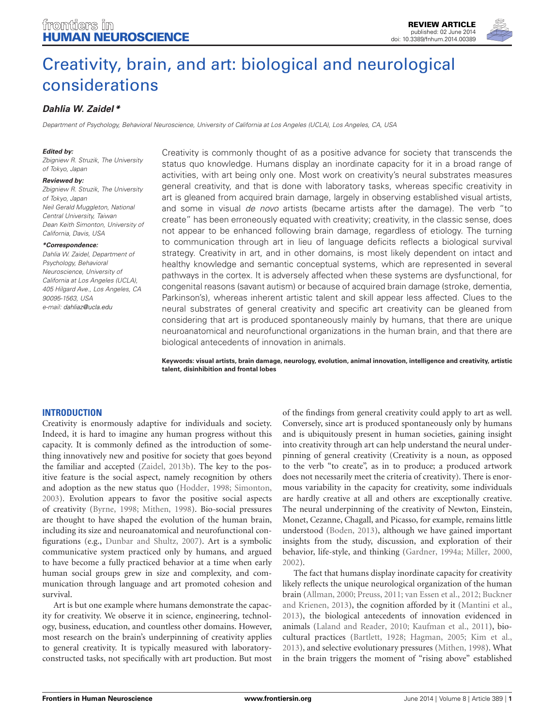# Creativity, brain, and art: biological and neurological considerations

***Dahlia W. Zaidel\****

*Department of Psychology, Behavioral Neuroscience, University of California at Los Angeles (UCLA), Los Angeles, CA, USA*

***Edited by:***
*Zbigniew R. Struzik, The University of Tokyo, Japan*

***Reviewed by:***
*Zbigniew R. Struzik, The University of Tokyo, Japan*
*Neil Gerald Muggleton, National Central University, Taiwan*
*Dean Keith Simonton, University of California, Davis, USA*

***\*Correspondence:***
*Dahlia W. Zaidel, Department of Psychology, Behavioral Neuroscience, University of California at Los Angeles (UCLA), 405 Hilgard Ave., Los Angeles, CA 90095-1563, USA*
*e-mail: dahliaz@ucla.edu*

Creativity is commonly thought of as a positive advance for society that transcends the status quo knowledge. Humans display an inordinate capacity for it in a broad range of activities, with art being only one. Most work on creativity's neural substrates measures general creativity, and that is done with laboratory tasks, whereas specific creativity in art is gleaned from acquired brain damage, largely in observing established visual artists, and some in visual *de novo* artists (became artists after the damage). The verb "to create" has been erroneously equated with creativity; creativity, in the classic sense, does not appear to be enhanced following brain damage, regardless of etiology. The turning to communication through art in lieu of language deficits reflects a biological survival strategy. Creativity in art, and in other domains, is most likely dependent on intact and healthy knowledge and semantic conceptual systems, which are represented in several pathways in the cortex. It is adversely affected when these systems are dysfunctional, for congenital reasons (savant autism) or because of acquired brain damage (stroke, dementia, Parkinson's), whereas inherent artistic talent and skill appear less affected. Clues to the neural substrates of general creativity and specific art creativity can be gleaned from considering that art is produced spontaneously mainly by humans, that there are unique neuroanatomical and neurofunctional organizations in the human brain, and that there are biological antecedents of innovation in animals.

**Keywords: visual artists, brain damage, neurology, evolution, animal innovation, intelligence and creativity, artistic talent, disinhibition and frontal lobes**

## INTRODUCTION

Creativity is enormously adaptive for individuals and society. Indeed, it is hard to imagine any human progress without this capacity. It is commonly defined as the introduction of something innovatively new and positive for society that goes beyond the familiar and accepted (Zaidel, 2013b). The key to the positive feature is the social aspect, namely recognition by others and adoption as the new status quo (Hodder, 1998; Simonton, 2003). Evolution appears to favor the positive social aspects of creativity (Byrne, 1998; Mithen, 1998). Bio-social pressures are thought to have shaped the evolution of the human brain, including its size and neuroanatomical and neurofunctional configurations (e.g., Dunbar and Shultz, 2007). Art is a symbolic communicative system practiced only by humans, and argued to have become a fully practiced behavior at a time when early human social groups grew in size and complexity, and communication through language and art promoted cohesion and survival.

Art is but one example where humans demonstrate the capacity for creativity. We observe it in science, engineering, technology, business, education, and countless other domains. However, most research on the brain's underpinning of creativity applies to general creativity. It is typically measured with laboratory-constructed tasks, not specifically with art production. But most of the findings from general creativity could apply to art as well. Conversely, since art is produced spontaneously only by humans and is ubiquitously present in human societies, gaining insight into creativity through art can help understand the neural underpinning of general creativity (Creativity is a noun, as opposed to the verb "to create", as in to produce; a produced artwork does not necessarily meet the criteria of creativity). There is enormous variability in the capacity for creativity, some individuals are hardly creative at all and others are exceptionally creative. The neural underpinning of the creativity of Newton, Einstein, Monet, Cezanne, Chagall, and Picasso, for example, remains little understood (Boden, 2013), although we have gained important insights from the study, discussion, and exploration of their behavior, life-style, and thinking (Gardner, 1994a; Miller, 2000, 2002).

The fact that humans display inordinate capacity for creativity likely reflects the unique neurological organization of the human brain (Allman, 2000; Preuss, 2011; van Essen et al., 2012; Buckner and Krienen, 2013), the cognition afforded by it (Mantini et al., 2013), the biological antecedents of innovation evidenced in animals (Laland and Reader, 2010; Kaufman et al., 2011), biocultural practices (Bartlett, 1928; Hagman, 2005; Kim et al., 2013), and selective evolutionary pressures (Mithen, 1998). What in the brain triggers the moment of "rising above" established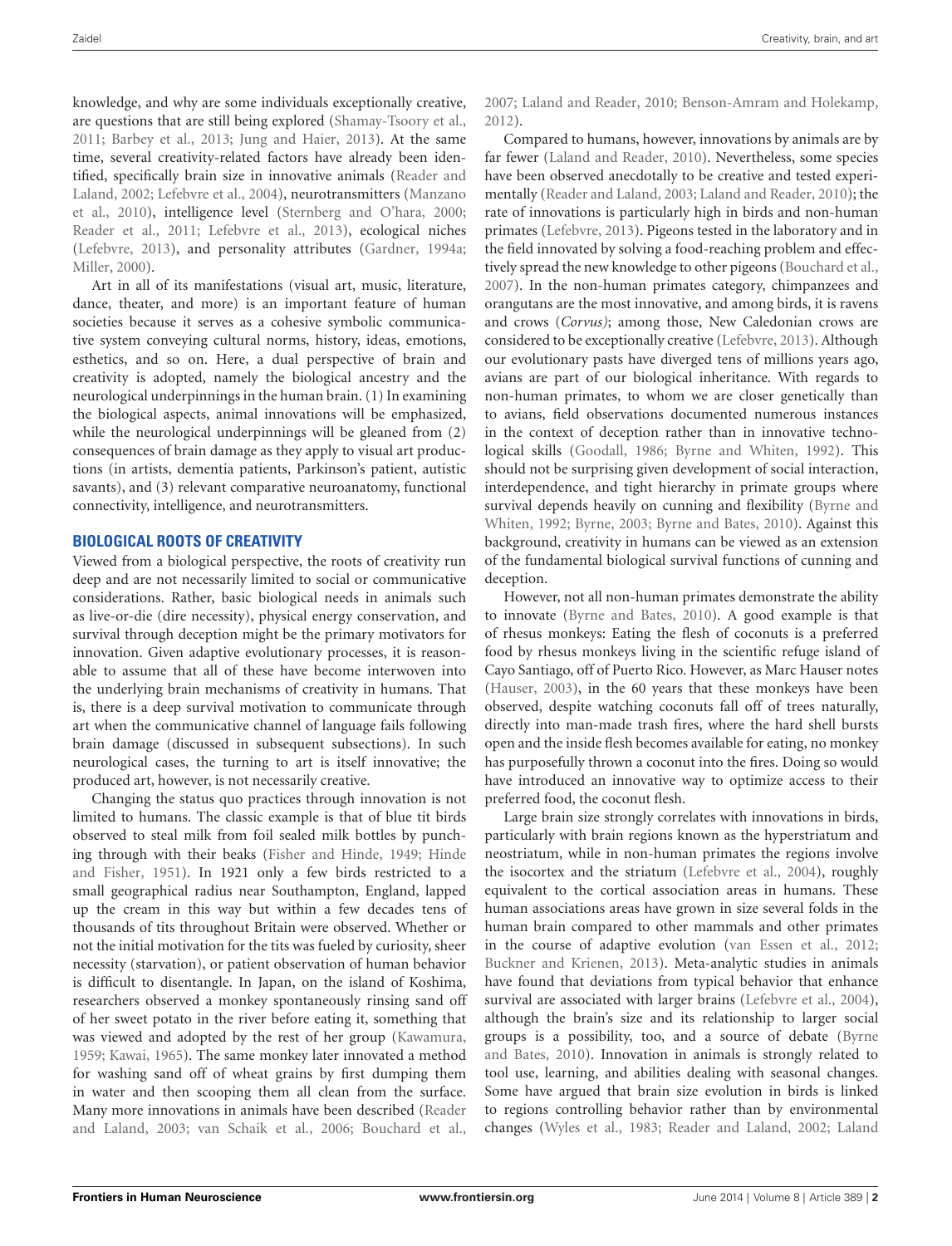knowledge, and why are some individuals exceptionally creative, are questions that are still being explored (Shamay-Tsoory et al., 2011; Barbey et al., 2013; Jung and Haier, 2013). At the same time, several creativity-related factors have already been identified, specifically brain size in innovative animals (Reader and Laland, 2002; Lefebvre et al., 2004), neurotransmitters (Manzano et al., 2010), intelligence level (Sternberg and O'hara, 2000; Reader et al., 2011; Lefebvre et al., 2013), ecological niches (Lefebvre, 2013), and personality attributes (Gardner, 1994a; Miller, 2000).

Art in all of its manifestations (visual art, music, literature, dance, theater, and more) is an important feature of human societies because it serves as a cohesive symbolic communicative system conveying cultural norms, history, ideas, emotions, esthetics, and so on. Here, a dual perspective of brain and creativity is adopted, namely the biological ancestry and the neurological underpinnings in the human brain. (1) In examining the biological aspects, animal innovations will be emphasized, while the neurological underpinnings will be gleaned from (2) consequences of brain damage as they apply to visual art productions (in artists, dementia patients, Parkinson's patient, autistic savants), and (3) relevant comparative neuroanatomy, functional connectivity, intelligence, and neurotransmitters.

## BIOLOGICAL ROOTS OF CREATIVITY

Viewed from a biological perspective, the roots of creativity run deep and are not necessarily limited to social or communicative considerations. Rather, basic biological needs in animals such as live-or-die (dire necessity), physical energy conservation, and survival through deception might be the primary motivators for innovation. Given adaptive evolutionary processes, it is reasonable to assume that all of these have become interwoven into the underlying brain mechanisms of creativity in humans. That is, there is a deep survival motivation to communicate through art when the communicative channel of language fails following brain damage (discussed in subsequent subsections). In such neurological cases, the turning to art is itself innovative; the produced art, however, is not necessarily creative.

Changing the status quo practices through innovation is not limited to humans. The classic example is that of blue tit birds observed to steal milk from foil sealed milk bottles by punching through with their beaks (Fisher and Hinde, 1949; Hinde and Fisher, 1951). In 1921 only a few birds restricted to a small geographical radius near Southampton, England, lapped up the cream in this way but within a few decades tens of thousands of tits throughout Britain were observed. Whether or not the initial motivation for the tits was fueled by curiosity, sheer necessity (starvation), or patient observation of human behavior is difficult to disentangle. In Japan, on the island of Koshima, researchers observed a monkey spontaneously rinsing sand off of her sweet potato in the river before eating it, something that was viewed and adopted by the rest of her group (Kawamura, 1959; Kawai, 1965). The same monkey later innovated a method for washing sand off of wheat grains by first dumping them in water and then scooping them all clean from the surface. Many more innovations in animals have been described (Reader and Laland, 2003; van Schaik et al., 2006; Bouchard et al., 2007; Laland and Reader, 2010; Benson-Amram and Holekamp, 2012).

Compared to humans, however, innovations by animals are by far fewer (Laland and Reader, 2010). Nevertheless, some species have been observed anecdotally to be creative and tested experimentally (Reader and Laland, 2003; Laland and Reader, 2010); the rate of innovations is particularly high in birds and non-human primates (Lefebvre, 2013). Pigeons tested in the laboratory and in the field innovated by solving a food-reaching problem and effectively spread the new knowledge to other pigeons (Bouchard et al., 2007). In the non-human primates category, chimpanzees and orangutans are the most innovative, and among birds, it is ravens and crows (*Corvus)*; among those, New Caledonian crows are considered to be exceptionally creative (Lefebvre, 2013). Although our evolutionary pasts have diverged tens of millions years ago, avians are part of our biological inheritance. With regards to non-human primates, to whom we are closer genetically than to avians, field observations documented numerous instances in the context of deception rather than in innovative technological skills (Goodall, 1986; Byrne and Whiten, 1992). This should not be surprising given development of social interaction, interdependence, and tight hierarchy in primate groups where survival depends heavily on cunning and flexibility (Byrne and Whiten, 1992; Byrne, 2003; Byrne and Bates, 2010). Against this background, creativity in humans can be viewed as an extension of the fundamental biological survival functions of cunning and deception.

However, not all non-human primates demonstrate the ability to innovate (Byrne and Bates, 2010). A good example is that of rhesus monkeys: Eating the flesh of coconuts is a preferred food by rhesus monkeys living in the scientific refuge island of Cayo Santiago, off of Puerto Rico. However, as Marc Hauser notes (Hauser, 2003), in the 60 years that these monkeys have been observed, despite watching coconuts fall off of trees naturally, directly into man-made trash fires, where the hard shell bursts open and the inside flesh becomes available for eating, no monkey has purposefully thrown a coconut into the fires. Doing so would have introduced an innovative way to optimize access to their preferred food, the coconut flesh.

Large brain size strongly correlates with innovations in birds, particularly with brain regions known as the hyperstriatum and neostriatum, while in non-human primates the regions involve the isocortex and the striatum (Lefebvre et al., 2004), roughly equivalent to the cortical association areas in humans. These human associations areas have grown in size several folds in the human brain compared to other mammals and other primates in the course of adaptive evolution (van Essen et al., 2012; Buckner and Krienen, 2013). Meta-analytic studies in animals have found that deviations from typical behavior that enhance survival are associated with larger brains (Lefebvre et al., 2004), although the brain's size and its relationship to larger social groups is a possibility, too, and a source of debate (Byrne and Bates, 2010). Innovation in animals is strongly related to tool use, learning, and abilities dealing with social changes. Some have argued that brain size evolution in birds is linked to regions controlling behavior rather than by environmental changes (Wyles et al., 1983; Reader and Laland, 2002; Laland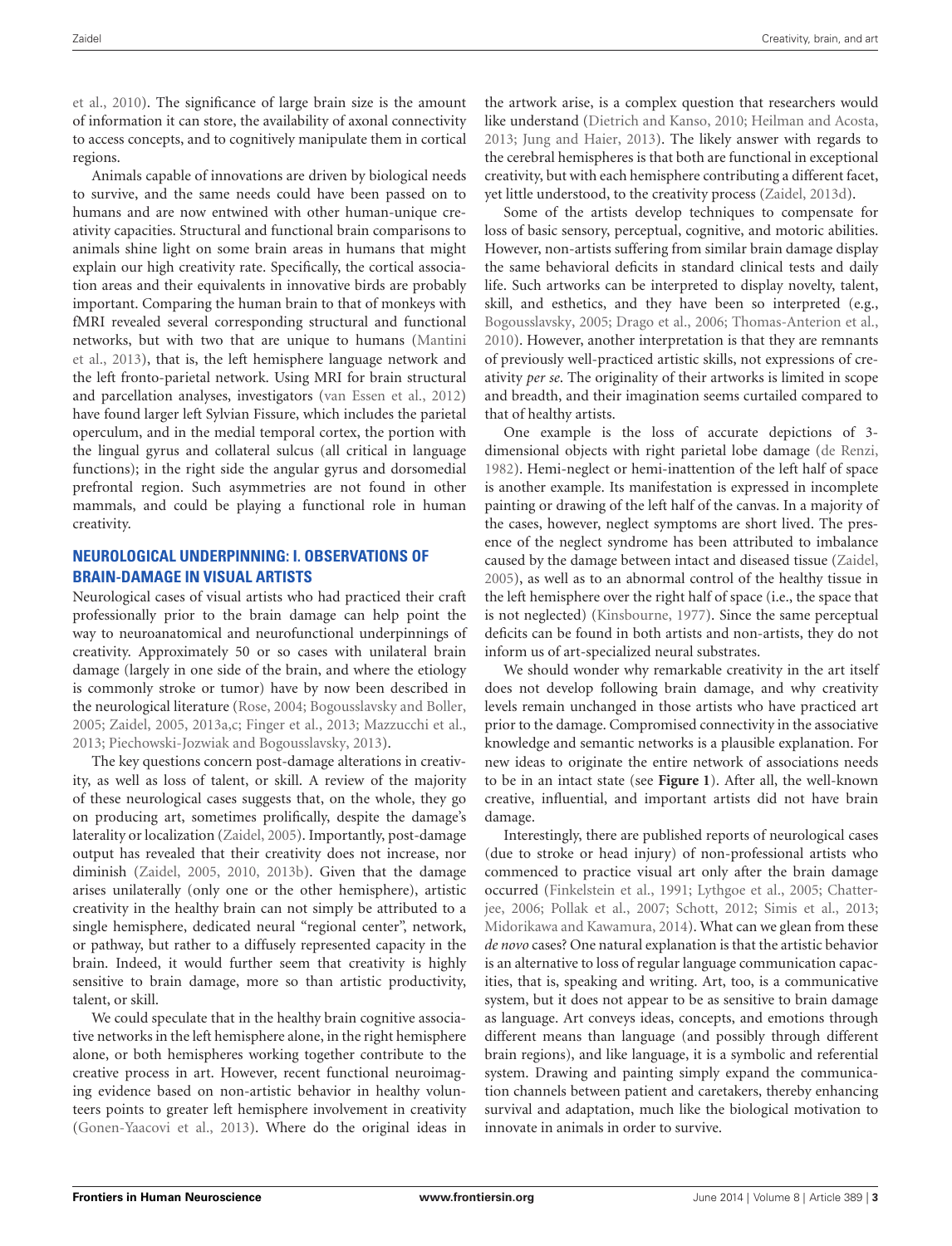et al., 2010). The significance of large brain size is the amount of information it can store, the availability of axonal connectivity to access concepts, and to cognitively manipulate them in cortical regions.

Animals capable of innovations are driven by biological needs to survive, and the same needs could have been passed on to humans and are now entwined with other human-unique creativity capacities. Structural and functional brain comparisons to animals shine light on some brain areas in humans that might explain our high creativity rate. Specifically, the cortical association areas and their equivalents in innovative birds are probably important. Comparing the human brain to that of monkeys with fMRI revealed several corresponding structural and functional networks, but with two that are unique to humans (Mantini et al., 2013), that is, the left hemisphere language network and the left fronto-parietal network. Using MRI for brain structural and parcellation analyses, investigators (van Essen et al., 2012) have found larger left Sylvian Fissure, which includes the parietal operculum, and in the medial temporal cortex, the portion with the lingual gyrus and collateral sulcus (all critical in language functions); in the right side the angular gyrus and dorsomedial prefrontal region. Such asymmetries are not found in other mammals, and could be playing a functional role in human creativity.

## NEUROLOGICAL UNDERPINNING: I. OBSERVATIONS OF BRAIN-DAMAGE IN VISUAL ARTISTS

Neurological cases of visual artists who had practiced their craft professionally prior to the brain damage can help point the way to neuroanatomical and neurofunctional underpinnings of creativity. Approximately 50 or so cases with unilateral brain damage (largely in one side of the brain, and where the etiology is commonly stroke or tumor) have by now been described in the neurological literature (Rose, 2004; Bogousslavsky and Boller, 2005; Zaidel, 2005, 2013a,c; Finger et al., 2013; Mazzucchi et al., 2013; Piechowski-Jozwiak and Bogousslavsky, 2013).

The key questions concern post-damage alterations in creativity, as well as loss of talent, or skill. A review of the majority of these neurological cases suggests that, on the whole, they go on producing art, sometimes prolifically, despite the damage's laterality or localization (Zaidel, 2005). Importantly, post-damage output has revealed that their creativity does not increase, nor diminish (Zaidel, 2005, 2010, 2013b). Given that the damage arises unilaterally (only one or the other hemisphere), artistic creativity in the healthy brain can not simply be attributed to a single hemisphere, dedicated neural "regional center", network, or pathway, but rather to a diffusely represented capacity in the brain. Indeed, it would further seem that creativity is highly sensitive to brain damage, more so than artistic productivity, talent, or skill.

We could speculate that in the healthy brain cognitive associative networks in the left hemisphere alone, in the right hemisphere alone, or both hemispheres working together contribute to the creative process in art. However, recent functional neuroimaging evidence based on non-artistic behavior in healthy volunteers points to greater left hemisphere involvement in creativity (Gonen-Yaacovi et al., 2013). Where do the original ideas in the artwork arise, is a complex question that researchers would like understand (Dietrich and Kanso, 2010; Heilman and Acosta, 2013; Jung and Haier, 2013). The likely answer with regards to the cerebral hemispheres is that both are functional in exceptional creativity, but with each hemisphere contributing a different facet, yet little understood, to the creativity process (Zaidel, 2013d).

Some of the artists develop techniques to compensate for loss of basic sensory, perceptual, cognitive, and motoric abilities. However, non-artists suffering from similar brain damage display the same behavioral deficits in standard clinical tests and daily life. Such artworks can be interpreted to display novelty, talent, skill, and esthetics, and they have been so interpreted (e.g., Bogousslavsky, 2005; Drago et al., 2006; Thomas-Anterion et al., 2010). However, another interpretation is that they are remnants of previously well-practiced artistic skills, not expressions of creativity *per se*. The originality of their artworks is limited in scope and breadth, and their imagination seems curtailed compared to that of healthy artists.

One example is the loss of accurate depictions of 3-dimensional objects with right parietal lobe damage (de Renzi, 1982). Hemi-neglect or hemi-inattention of the left half of space is another example. Its manifestation is expressed in incomplete painting or drawing of the left half of the canvas. In a majority of the cases, however, neglect symptoms are short lived. The presence of the neglect syndrome has been attributed to imbalance caused by the damage between intact and diseased tissue (Zaidel, 2005), as well as to an abnormal control of the healthy tissue in the left hemisphere over the right half of space (i.e., the space that is not neglected) (Kinsbourne, 1977). Since the same perceptual deficits can be found in both artists and non-artists, they do not inform us of art-specialized neural substrates.

We should wonder why remarkable creativity in the art itself does not develop following brain damage, and why creativity levels remain unchanged in those artists who have practiced art prior to the damage. Compromised connectivity in the associative knowledge and semantic networks is a plausible explanation. For new ideas to originate the entire network of associations needs to be in an intact state (see **Figure 1**). After all, the well-known creative, influential, and important artists did not have brain damage.

Interestingly, there are published reports of neurological cases (due to stroke or head injury) of non-professional artists who commenced to practice visual art only after the brain damage occurred (Finkelstein et al., 1991; Lythgoe et al., 2005; Chatterjee, 2006; Pollak et al., 2007; Schott, 2012; Simis et al., 2013; Midorikawa and Kawamura, 2014). What can we glean from these *de novo* cases? One natural explanation is that the artistic behavior is an alternative to loss of regular language communication capacities, that is, speaking and writing. Art, too, is a communicative system, but it does not appear to be as sensitive to brain damage as language. Art conveys ideas, concepts, and emotions through different means than language (and possibly through different brain regions), and like language, it is a symbolic and referential system. Drawing and painting simply expand the communication channels between patient and caretakers, thereby enhancing survival and adaptation, much like the biological motivation to innovate in animals in order to survive.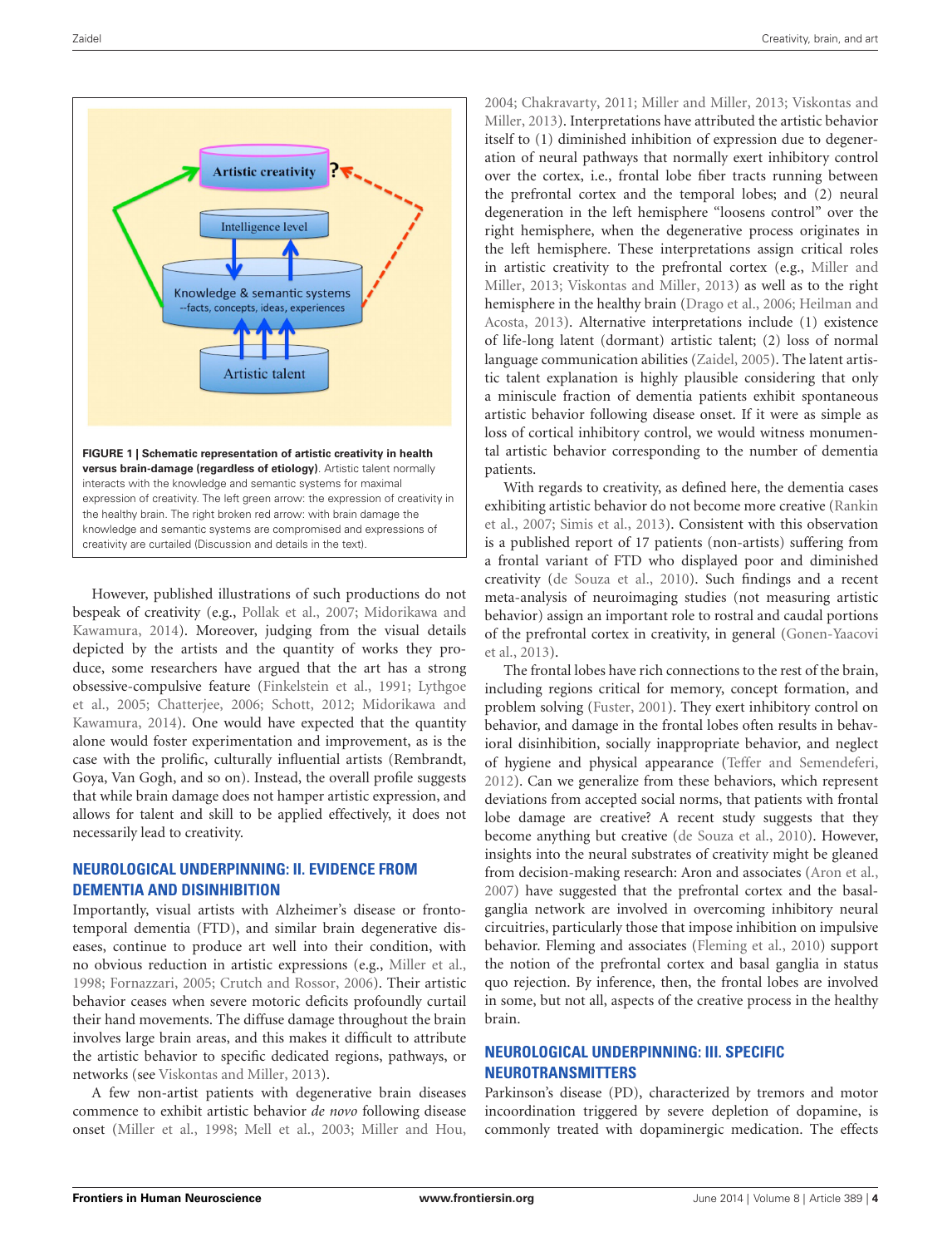**FIGURE 1 | Schematic representation of artistic creativity in health versus brain-damage (regardless of etiology).** Artistic talent normally interacts with the knowledge and semantic systems for maximal expression of creativity. The left green arrow: the expression of creativity in the healthy brain. The right broken red arrow: with brain damage the knowledge and semantic systems are compromised and expressions of creativity are curtailed (Discussion and details in the text).

However, published illustrations of such productions do not bespeak of creativity (e.g., Pollak et al., 2007; Midorikawa and Kawamura, 2014). Moreover, judging from the visual details depicted by the artists and the quantity of works they produce, some researchers have argued that the art has a strong obsessive-compulsive feature (Finkelstein et al., 1991; Lythgoe et al., 2005; Chatterjee, 2006; Schott, 2012; Midorikawa and Kawamura, 2014). One would have expected that the quantity alone would foster experimentation and improvement, as is the case with the prolific, culturally influential artists (Rembrandt, Goya, Van Gogh, and so on). Instead, the overall profile suggests that while brain damage does not hamper artistic expression, and allows for talent and skill to be applied effectively, it does not necessarily lead to creativity.

## NEUROLOGICAL UNDERPINNING: II. EVIDENCE FROM DEMENTIA AND DISINHIBITION

Importantly, visual artists with Alzheimer's disease or frontotemporal dementia (FTD), and similar brain degenerative diseases, continue to produce art well into their condition, with no obvious reduction in artistic expressions (e.g., Miller et al., 1998; Fornazzari, 2005; Crutch and Rossor, 2006). Their artistic behavior ceases when severe motoric deficits profoundly curtail their hand movements. The diffuse damage throughout the brain involves large brain areas, and this makes it difficult to attribute the artistic behavior to specific dedicated regions, pathways, or networks (see Viskontas and Miller, 2013).

A few non-artist patients with degenerative brain diseases commence to exhibit artistic behavior *de novo* following disease onset (Miller et al., 1998; Mell et al., 2003; Miller and Hou, 2004; Chakravarty, 2011; Miller and Miller, 2013; Viskontas and Miller, 2013). Interpretations have attributed the artistic behavior itself to (1) diminished inhibition of expression due to degeneration of neural pathways that normally exert inhibitory control over the cortex, i.e., frontal lobe fiber tracts running between the prefrontal cortex and the temporal lobes; and (2) neural degeneration in the left hemisphere "loosens control" over the right hemisphere, when the degenerative process originates in the left hemisphere. These interpretations assign critical roles in artistic creativity to the prefrontal cortex (e.g., Miller and Miller, 2013; Viskontas and Miller, 2013) as well as to the right hemisphere in the healthy brain (Drago et al., 2006; Heilman and Acosta, 2013). Alternative interpretations include (1) existence of life-long latent (dormant) artistic talent; (2) loss of normal language communication abilities (Zaidel, 2005). The latent artistic talent explanation is highly plausible considering that only a miniscule fraction of dementia patients exhibit spontaneous artistic behavior following disease onset. If it were as simple as loss of cortical inhibitory control, we would witness monumental artistic behavior corresponding to the number of dementia patients.

With regards to creativity, as defined here, the dementia cases exhibiting artistic behavior do not become more creative (Rankin et al., 2007; Simis et al., 2013). Consistent with this observation is a published report of 17 patients (non-artists) suffering from a frontal variant of FTD who displayed poor and diminished creativity (de Souza et al., 2010). Such findings and a recent meta-analysis of neuroimaging studies (not measuring artistic behavior) assign an important role to rostral and caudal portions of the prefrontal cortex in creativity, in general (Gonen-Yaacovi et al., 2013).

The frontal lobes have rich connections to the rest of the brain, including regions critical for memory, concept formation, and problem solving (Fuster, 2001). They exert inhibitory control on behavior, and damage in the frontal lobes often results in behavioral disinhibition, socially inappropriate behavior, and neglect of hygiene and physical appearance (Teffer and Semendeferi, 2012). Can we generalize from these behaviors, which represent deviations from accepted social norms, that patients with frontal lobe damage are creative? A recent study suggests that they become anything but creative (de Souza et al., 2010). However, insights into the neural substrates of creativity might be gleaned from decision-making research: Aron and associates (Aron et al., 2007) have suggested that the prefrontal cortex and the basal-ganglia network are involved in overcoming inhibitory neural circuitries, particularly those that impose inhibition on impulsive behavior. Fleming and associates (Fleming et al., 2010) support the notion of the prefrontal cortex and basal ganglia in status quo rejection. By inference, then, the frontal lobes are involved in some, but not all, aspects of the creative process in the healthy brain.

## NEUROLOGICAL UNDERPINNING: III. SPECIFIC NEUROTRANSMITTERS

Parkinson's disease (PD), characterized by tremors and motor incoordination triggered by severe depletion of dopamine, is commonly treated with dopaminergic medication. The effects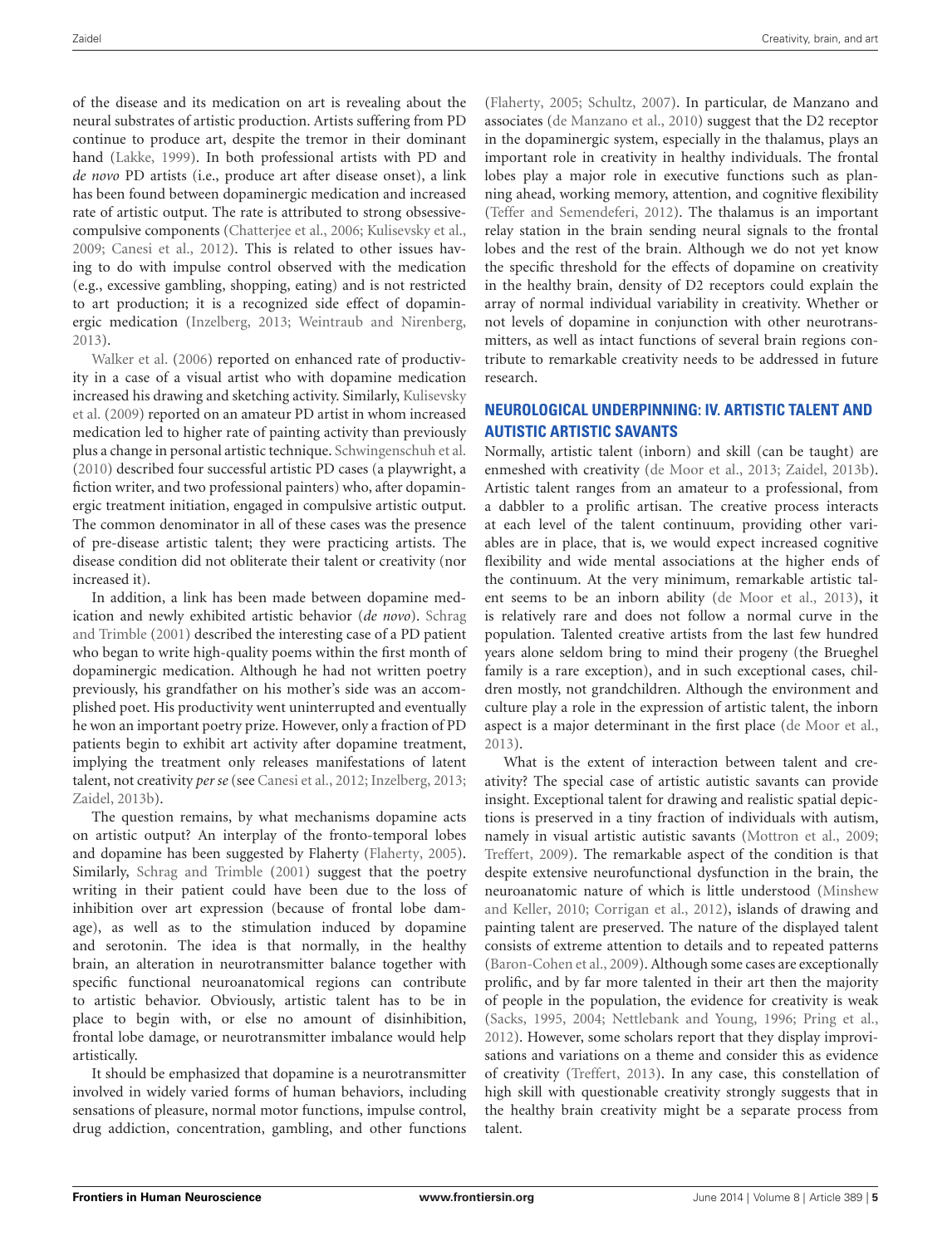of the disease and its medication on art is revealing about the neural substrates of artistic production. Artists suffering from PD continue to produce art, despite the tremor in their dominant hand (Lakke, 1999). In both professional artists with PD and *de novo* PD artists (i.e., produce art after disease onset), a link has been found between dopaminergic medication and increased rate of artistic output. The rate is attributed to strong obsessive-compulsive components (Chatterjee et al., 2006; Kulisevsky et al., 2009; Canesi et al., 2012). This is related to other issues having to do with impulse control observed with the medication (e.g., excessive gambling, shopping, eating) and is not restricted to art production; it is a recognized side effect of dopaminergic medication (Inzelberg, 2013; Weintraub and Nirenberg, 2013).

Walker et al. (2006) reported on enhanced rate of productivity in a case of a visual artist who with dopamine medication increased his drawing and sketching activity. Similarly, Kulisevsky et al. (2009) reported on an amateur PD artist in whom increased medication led to higher rate of painting activity than previously plus a change in personal artistic technique. Schwingenschuh et al. (2010) described four successful artistic PD cases (a playwright, a fiction writer, and two professional painters) who, after dopaminergic treatment initiation, engaged in compulsive artistic output. The common denominator in all of these cases was the presence of pre-disease artistic talent; they were practicing artists. The disease condition did not obliterate their talent or creativity (nor increased it).

In addition, a link has been made between dopamine medication and newly exhibited artistic behavior (*de novo*). Schrag and Trimble (2001) described the interesting case of a PD patient who began to write high-quality poems within the first month of dopaminergic medication. Although he had not written poetry previously, his grandfather on his mother's side was an accomplished poet. His productivity went uninterrupted and eventually he won an important poetry prize. However, only a fraction of PD patients begin to exhibit art activity after dopamine treatment, implying the treatment only releases manifestations of latent talent, not creativity *per se* (see Canesi et al., 2012; Inzelberg, 2013; Zaidel, 2013b).

The question remains, by what mechanisms dopamine acts on artistic output? An interplay of the fronto-temporal lobes and dopamine has been suggested by Flaherty (Flaherty, 2005). Similarly, Schrag and Trimble (2001) suggest that the poetry writing in their patient could have been due to the loss of inhibition over art expression (because of frontal lobe damage), as well as to the stimulation induced by dopamine and serotonin. The idea is that normally, in the healthy brain, an alteration in neurotransmitter balance together with specific functional neuroanatomical regions can contribute to artistic behavior. Obviously, artistic talent has to be in place to begin with, or else no amount of disinhibition, frontal lobe damage, or neurotransmitter imbalance would help artistically.

It should be emphasized that dopamine is a neurotransmitter involved in widely varied forms of human behaviors, including sensations of pleasure, normal motor functions, impulse control, drug addiction, concentration, gambling, and other functions (Flaherty, 2005; Schultz, 2007). In particular, de Manzano and associates (de Manzano et al., 2010) suggest that the D2 receptor in the dopaminergic system, especially in the thalamus, plays an important role in creativity in healthy individuals. The frontal lobes play a major role in executive functions such as planning ahead, working memory, attention, and cognitive flexibility (Teffer and Semendeferi, 2012). The thalamus is an important relay station in the brain sending neural signals to the frontal lobes and the rest of the brain. Although we do not yet know the specific threshold for the effects of dopamine on creativity in the healthy brain, density of D2 receptors could explain the array of normal individual variability in creativity. Whether or not levels of dopamine in conjunction with other neurotransmitters, as well as intact functions of several brain regions contribute to remarkable creativity needs to be addressed in future research.

## NEUROLOGICAL UNDERPINNING: IV. ARTISTIC TALENT AND AUTISTIC ARTISTIC SAVANTS

Normally, artistic talent (inborn) and skill (can be taught) are enmeshed with creativity (de Moor et al., 2013; Zaidel, 2013b). Artistic talent ranges from an amateur to a professional, from a dabbler to a prolific artisan. The creative process interacts at each level of the talent continuum, providing other variables are in place, that is, we would expect increased cognitive flexibility and wide mental associations at the higher ends of the continuum. At the very minimum, remarkable artistic talent seems to be an inborn ability (de Moor et al., 2013), it is relatively rare and does not follow a normal curve in the population. Talented creative artists from the last few hundred years alone seldom bring to mind their progeny (the Brueghel family is a rare exception), and in such exceptional cases, children mostly, not grandchildren. Although the environment and culture play a role in the expression of artistic talent, the inborn aspect is a major determinant in the first place (de Moor et al., 2013).

What is the extent of interaction between talent and creativity? The special case of artistic autistic savants can provide insight. Exceptional talent for drawing and realistic spatial depictions is preserved in a tiny fraction of individuals with autism, namely in visual artistic autistic savants (Mottron et al., 2009; Treffert, 2009). The remarkable aspect of the condition is that despite extensive neurofunctional dysfunction in the brain, the neuroanatomic nature of which is little understood (Minshew and Keller, 2010; Corrigan et al., 2012), islands of drawing and painting talent are preserved. The nature of the displayed talent consists of extreme attention to details and to repeated patterns (Baron-Cohen et al., 2009). Although some cases are exceptionally prolific, and by far more talented in their art then the majority of people in the population, the evidence for creativity is weak (Sacks, 1995, 2004; Nettlebank and Young, 1996; Pring et al., 2012). However, some scholars report that they display improvisations and variations on a theme and consider this as evidence of creativity (Treffert, 2013). In any case, this constellation of high skill with questionable creativity strongly suggests that in the healthy brain creativity might be a separate process from talent.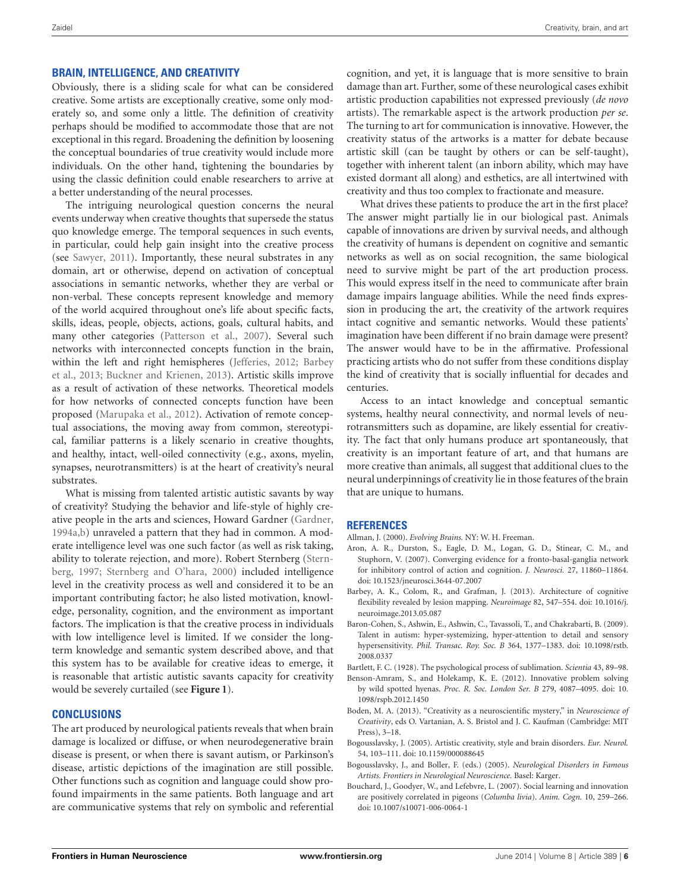## BRAIN, INTELLIGENCE, AND CREATIVITY

Obviously, there is a sliding scale for what can be considered creative. Some artists are exceptionally creative, some only moderately so, and some only a little. The definition of creativity perhaps should be modified to accommodate those that are not exceptional in this regard. Broadening the definition by loosening the conceptual boundaries of true creativity would include more individuals. On the other hand, tightening the boundaries by using the classic definition could enable researchers to arrive at a better understanding of the neural processes.

The intriguing neurological question concerns the neural events underway when creative thoughts that supersede the status quo knowledge emerge. The temporal sequences in such events, in particular, could help gain insight into the creative process (see Sawyer, 2011). Importantly, these neural substrates in any domain, art or otherwise, depend on activation of conceptual associations in semantic networks, whether they are verbal or non-verbal. These concepts represent knowledge and memory of the world acquired throughout one's life about specific facts, skills, ideas, people, objects, actions, goals, cultural habits, and many other categories (Patterson et al., 2007). Several such networks with interconnected concepts function in the brain, within the left and right hemispheres (Jefferies, 2012; Barbey et al., 2013; Buckner and Krienen, 2013). Artistic skills improve as a result of activation of these networks. Theoretical models for how networks of connected concepts function have been proposed (Marupaka et al., 2012). Activation of remote conceptual associations, the moving away from common, stereotypical, familiar patterns is a likely scenario in creative thoughts, and healthy, intact, well-oiled connectivity (e.g., axons, myelin, synapses, neurotransmitters) is at the heart of creativity's neural substrates.

What is missing from talented artistic autistic savants by way of creativity? Studying the behavior and life-style of highly creative people in the arts and sciences, Howard Gardner (Gardner, 1994a,b) unraveled a pattern that they had in common. A moderate intelligence level was one such factor (as well as risk taking, ability to tolerate rejection, and more). Robert Sternberg (Sternberg, 1997; Sternberg and O'hara, 2000) included intelligence level in the creativity process as well and considered it to be an important contributing factor; he also listed motivation, knowledge, personality, cognition, and the environment as important factors. The implication is that the creative process in individuals with low intelligence level is limited. If we consider the long-term knowledge and semantic system described above, and that this system has to be available for creative ideas to emerge, it is reasonable that artistic autistic savants capacity for creativity would be severely curtailed (see **Figure 1**).

## CONCLUSIONS

The art produced by neurological patients reveals that when brain damage is localized or diffuse, or when neurodegenerative brain disease is present, or when there is savant autism, or Parkinson's disease, artistic depictions of the imagination are still possible. Other functions such as cognition and language could show profound impairments in the same patients. Both language and art are communicative systems that rely on symbolic and referential cognition, and yet, it is language that is more sensitive to brain damage than art. Further, some of these neurological cases exhibit artistic production capabilities not expressed previously (*de novo* artists). The remarkable aspect is the artwork production *per se*. The turning to art for communication is innovative. However, the creativity status of the artworks is a matter for debate because artistic skill (can be taught by others or can be self-taught), together with inherent talent (an inborn ability, which may have existed dormant all along) and esthetics, are all intertwined with creativity and thus too complex to fractionate and measure.

What drives these patients to produce the art in the first place? The answer might partially lie in our biological past. Animals capable of innovations are driven by survival needs, and although the creativity of humans is dependent on cognitive and semantic networks as well as on social recognition, the same biological need to survive might be part of the art production process. This would express itself in the need to communicate after brain damage impairs language abilities. While the need finds expression in producing the art, the creativity of the artwork requires intact cognitive and semantic networks. Would these patients' imagination have been different if no brain damage were present? The answer would have to be in the affirmative. Professional practicing artists who do not suffer from these conditions display the kind of creativity that is socially influential for decades and centuries.

Access to an intact knowledge and conceptual semantic systems, healthy neural connectivity, and normal levels of neurotransmitters such as dopamine, are likely essential for creativity. The fact that only humans produce art spontaneously, that creativity is an important feature of art, and that humans are more creative than animals, all suggest that additional clues to the neural underpinnings of creativity lie in those features of the brain that are unique to humans.

## REFERENCES

Allman, J. (2000). *Evolving Brains.* NY: W. H. Freeman.

Aron, A. R., Durston, S., Eagle, D. M., Logan, G. D., Stinear, C. M., and Stuphorn, V. (2007). Converging evidence for a fronto-basal-ganglia network for inhibitory control of action and cognition. *J. Neurosci.* 27, 11860–11864. doi: 10.1523/jneurosci.3644-07.2007

Barbey, A. K., Colom, R., and Grafman, J. (2013). Architecture of cognitive flexibility revealed by lesion mapping. *Neuroimage* 82, 547–554. doi: 10.1016/j.neuroimage.2013.05.087

Baron-Cohen, S., Ashwin, E., Ashwin, C., Tavassoli, T., and Chakrabarti, B. (2009). Talent in autism: hyper-systemizing, hyper-attention to detail and sensory hypersensitivity. *Phil. Transac. Roy. Soc. B* 364, 1377–1383. doi: 10.1098/rstb.2008.0337

Bartlett, F. C. (1928). The psychological process of sublimation. *Scientia* 43, 89–98.

Benson-Amram, S., and Holekamp, K. E. (2012). Innovative problem solving by wild spotted hyenas. *Proc. R. Soc. London Ser. B* 279, 4087–4095. doi: 10.1098/rspb.2012.1450

Boden, M. A. (2013). "Creativity as a neuroscientific mystery," in *Neuroscience of Creativity*, eds O. Vartanian, A. S. Bristol and J. C. Kaufman (Cambridge: MIT Press), 3–18.

Bogousslavsky, J. (2005). Artistic creativity, style and brain disorders. *Eur. Neurol.* 54, 103–111. doi: 10.1159/000088645

Bogousslavsky, J., and Boller, F. (eds.) (2005). *Neurological Disorders in Famous Artists. Frontiers in Neurological Neuroscience.* Basel: Karger.

Bouchard, J., Goodyer, W., and Lefebvre, L. (2007). Social learning and innovation are positively correlated in pigeons (*Columba livia*). *Anim. Cogn.* 10, 259–266. doi: 10.1007/s10071-006-0064-1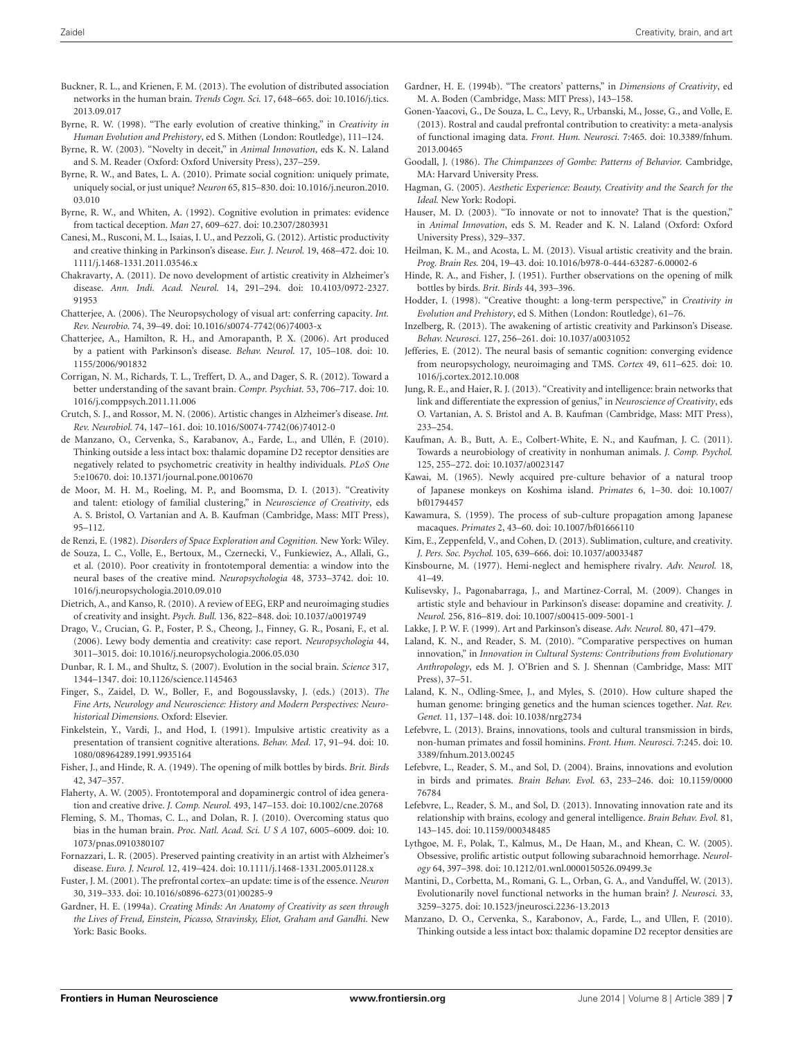Buckner, R. L., and Krienen, F. M. (2013). The evolution of distributed association networks in the human brain. *Trends Cogn. Sci.* 17, 648–665. doi: 10.1016/j.tics.2013.09.017

Byrne, R. W. (1998). "The early evolution of creative thinking," in *Creativity in Human Evolution and Prehistory*, ed S. Mithen (London: Routledge), 111–124.

Byrne, R. W. (2003). "Novelty in deceit," in *Animal Innovation*, eds K. N. Laland and S. M. Reader (Oxford: Oxford University Press), 237–259.

Byrne, R. W., and Bates, L. A. (2010). Primate social cognition: uniquely primate, uniquely social, or just unique? *Neuron* 65, 815–830. doi: 10.1016/j.neuron.2010.03.010

Byrne, R. W., and Whiten, A. (1992). Cognitive evolution in primates: evidence from tactical deception. *Man* 27, 609–627. doi: 10.2307/2803931

Canesi, M., Rusconi, M. L., Isaias, I. U., and Pezzoli, G. (2012). Artistic productivity and creative thinking in Parkinson's disease. *Eur. J. Neurol.* 19, 468–472. doi: 10.1111/j.1468-1331.2011.03546.x

Chakravarty, A. (2011). De novo development of artistic creativity in Alzheimer's disease. *Ann. Indi. Acad. Neurol.* 14, 291–294. doi: 10.4103/0972-2327.91953

Chatterjee, A. (2006). The Neuropsychology of visual art: conferring capacity. *Int. Rev. Neurobio.* 74, 39–49. doi: 10.1016/s0074-7742(06)74003-x

Chatterjee, A., Hamilton, R. H., and Amorapanth, P. X. (2006). Art produced by a patient with Parkinson's disease. *Behav. Neurol.* 17, 105–108. doi: 10.1155/2006/901832

Corrigan, N. M., Richards, T. L., Treffert, D. A., and Dager, S. R. (2012). Toward a better understanding of the savant brain. *Compr. Psychiat.* 53, 706–717. doi: 10.1016/j.comppsych.2011.11.006

Crutch, S. J., and Rossor, M. N. (2006). Artistic changes in Alzheimer's disease. *Int. Rev. Neurobiol.* 74, 147–161. doi: 10.1016/S0074-7742(06)74012-0

de Manzano, O., Cervenka, S., Karabanov, A., Farde, L., and Ullén, F. (2010). Thinking outside a less intact box: thalamic dopamine D2 receptor densities are negatively related to psychometric creativity in healthy individuals. *PLoS One* 5:e10670. doi: 10.1371/journal.pone.0010670

de Moor, M. H. M., Roeling, M. P., and Boomsma, D. I. (2013). "Creativity and talent: etiology of familial clustering," in *Neuroscience of Creativity*, eds A. S. Bristol, O. Vartanian and A. B. Kaufman (Cambridge, Mass: MIT Press), 95–112.

de Renzi, E. (1982). *Disorders of Space Exploration and Cognition.* New York: Wiley.

de Souza, L. C., Volle, E., Bertoux, M., Czernecki, V., Funkiewiez, A., Allali, G., et al. (2010). Poor creativity in frontotemporal dementia: a window into the neural bases of the creative mind. *Neuropsychologia* 48, 3733–3742. doi: 10.1016/j.neuropsychologia.2010.09.010

Dietrich, A., and Kanso, R. (2010). A review of EEG, ERP and neuroimaging studies of creativity and insight. *Psych. Bull.* 136, 822–848. doi: 10.1037/a0019749

Drago, V., Crucian, G. P., Foster, P. S., Cheong, J., Finney, G. R., Posani, F., et al. (2006). Lewy body dementia and creativity: case report. *Neuropsychologia* 44, 3011–3015. doi: 10.1016/j.neuropsychologia.2006.05.030

Dunbar, R. I. M., and Shultz, S. (2007). Evolution in the social brain. *Science* 317, 1344–1347. doi: 10.1126/science.1145463

Finger, S., Zaidel, D. W., Boller, F., and Bogousslavsky, J. (eds.) (2013). *The Fine Arts, Neurology and Neuroscience: History and Modern Perspectives: Neurohistorical Dimensions.* Oxford: Elsevier.

Finkelstein, Y., Vardi, J., and Hod, I. (1991). Impulsive artistic creativity as a presentation of transient cognitive alterations. *Behav. Med.* 17, 91–94. doi: 10.1080/08964289.1991.9935164

Fisher, J., and Hinde, R. A. (1949). The opening of milk bottles by birds. *Brit. Birds* 42, 347–357.

Flaherty, A. W. (2005). Frontotemporal and dopaminergic control of idea generation and creative drive. *J. Comp. Neurol.* 493, 147–153. doi: 10.1002/cne.20768

Fleming, S. M., Thomas, C. L., and Dolan, R. J. (2010). Overcoming status quo bias in the human brain. *Proc. Natl. Acad. Sci. U S A* 107, 6005–6009. doi: 10.1073/pnas.0910380107

Fornazzari, L. R. (2005). Preserved painting creativity in an artist with Alzheimer's disease. *Euro. J. Neurol.* 12, 419–424. doi: 10.1111/j.1468-1331.2005.01128.x

Fuster, J. M. (2001). The prefrontal cortex–an update: time is of the essence. *Neuron* 30, 319–333. doi: 10.1016/s0896-6273(01)00285-9

Gardner, H. E. (1994a). *Creating Minds: An Anatomy of Creativity as seen through the Lives of Freud, Einstein, Picasso, Stravinsky, Eliot, Graham and Gandhi.* New York: Basic Books.

Gardner, H. E. (1994b). "The creators' patterns," in *Dimensions of Creativity*, ed M. A. Boden (Cambridge, Mass: MIT Press), 143–158.

Gonen-Yaacovi, G., De Souza, L. C., Levy, R., Urbanski, M., Josse, G., and Volle, E. (2013). Rostral and caudal prefrontal contribution to creativity: a meta-analysis of functional imaging data. *Front. Hum. Neurosci.* 7:465. doi: 10.3389/fnhum.2013.00465

Goodall, J. (1986). *The Chimpanzees of Gombe: Patterns of Behavior.* Cambridge, MA: Harvard University Press.

Hagman, G. (2005). *Aesthetic Experience: Beauty, Creativity and the Search for the Ideal.* New York: Rodopi.

Hauser, M. D. (2003). "To innovate or not to innovate? That is the question," in *Animal Innovation*, eds S. M. Reader and K. N. Laland (Oxford: Oxford University Press), 329–337.

Heilman, K. M., and Acosta, L. M. (2013). Visual artistic creativity and the brain. *Prog. Brain Res.* 204, 19–43. doi: 10.1016/b978-0-444-63287-6.00002-6

Hinde, R. A., and Fisher, J. (1951). Further observations on the opening of milk bottles by birds. *Brit. Birds* 44, 393–396.

Hodder, I. (1998). "Creative thought: a long-term perspective," in *Creativity in Evolution and Prehistory*, ed S. Mithen (London: Routledge), 61–76.

Inzelberg, R. (2013). The awakening of artistic creativity and Parkinson's Disease. *Behav. Neurosci.* 127, 256–261. doi: 10.1037/a0031052

Jefferies, E. (2012). The neural basis of semantic cognition: converging evidence from neuropsychology, neuroimaging and TMS. *Cortex* 49, 611–625. doi: 10.1016/j.cortex.2012.10.008

Jung, R. E., and Haier, R. J. (2013). "Creativity and intelligence: brain networks that link and differentiate the expression of genius," in *Neuroscience of Creativity*, eds O. Vartanian, A. S. Bristol and A. B. Kaufman (Cambridge, Mass: MIT Press), 233–254.

Kaufman, A. B., Butt, A. E., Colbert-White, E. N., and Kaufman, J. C. (2011). Towards a neurobiology of creativity in nonhuman animals. *J. Comp. Psychol.* 125, 255–272. doi: 10.1037/a0023147

Kawai, M. (1965). Newly acquired pre-culture behavior of a natural troop of Japanese monkeys on Koshima island. *Primates* 6, 1–30. doi: 10.1007/bf01794457

Kawamura, S. (1959). The process of sub-culture propagation among Japanese macaques. *Primates* 2, 43–60. doi: 10.1007/bf01666110

Kim, E., Zeppenfeld, V., and Cohen, D. (2013). Sublimation, culture, and creativity. *J. Pers. Soc. Psychol.* 105, 639–666. doi: 10.1037/a0033487

Kinsbourne, M. (1977). Hemi-neglect and hemisphere rivalry. *Adv. Neurol.* 18, 41–49.

Kulisevsky, J., Pagonabarraga, J., and Martinez-Corral, M. (2009). Changes in artistic style and behaviour in Parkinson's disease: dopamine and creativity. *J. Neurol.* 256, 816–819. doi: 10.1007/s00415-009-5001-1

Lakke, J. P. W. F. (1999). Art and Parkinson's disease. *Adv. Neurol.* 80, 471–479.

Laland, K. N., and Reader, S. M. (2010). "Comparative perspectives on human innovation," in *Innovation in Cultural Systems: Contributions from Evolutionary Anthropology*, eds M. J. O'Brien and S. J. Shennan (Cambridge, Mass: MIT Press), 37–51.

Laland, K. N., Odling-Smee, J., and Myles, S. (2010). How culture shaped the human genome: bringing genetics and the human sciences together. *Nat. Rev. Genet.* 11, 137–148. doi: 10.1038/nrg2734

Lefebvre, L. (2013). Brains, innovations, tools and cultural transmission in birds, non-human primates and fossil hominins. *Front. Hum. Neurosci.* 7:245. doi: 10.3389/fnhum.2013.00245

Lefebvre, L., Reader, S. M., and Sol, D. (2004). Brains, innovations and evolution in birds and primates. *Brain Behav. Evol.* 63, 233–246. doi: 10.1159/000076784

Lefebvre, L., Reader, S. M., and Sol, D. (2013). Innovating innovation rate and its relationship with brains, ecology and general intelligence. *Brain Behav. Evol.* 81, 143–145. doi: 10.1159/000348485

Lythgoe, M. F., Polak, T., Kalmus, M., De Haan, M., and Khean, C. W. (2005). Obsessive, prolific artistic output following subarachnoid hemorrhage. *Neurology* 64, 397–398. doi: 10.1212/01.wnl.0000150526.09499.3e

Mantini, D., Corbetta, M., Romani, G. L., Orban, G. A., and Vanduffel, W. (2013). Evolutionarily novel functional networks in the human brain? *J. Neurosci.* 33, 3259–3275. doi: 10.1523/jneurosci.2236-13.2013

Manzano, D. O., Cervenka, S., Karabonov, A., Farde, L., and Ullen, F. (2010). Thinking outside a less intact box: thalamic dopamine D2 receptor densities are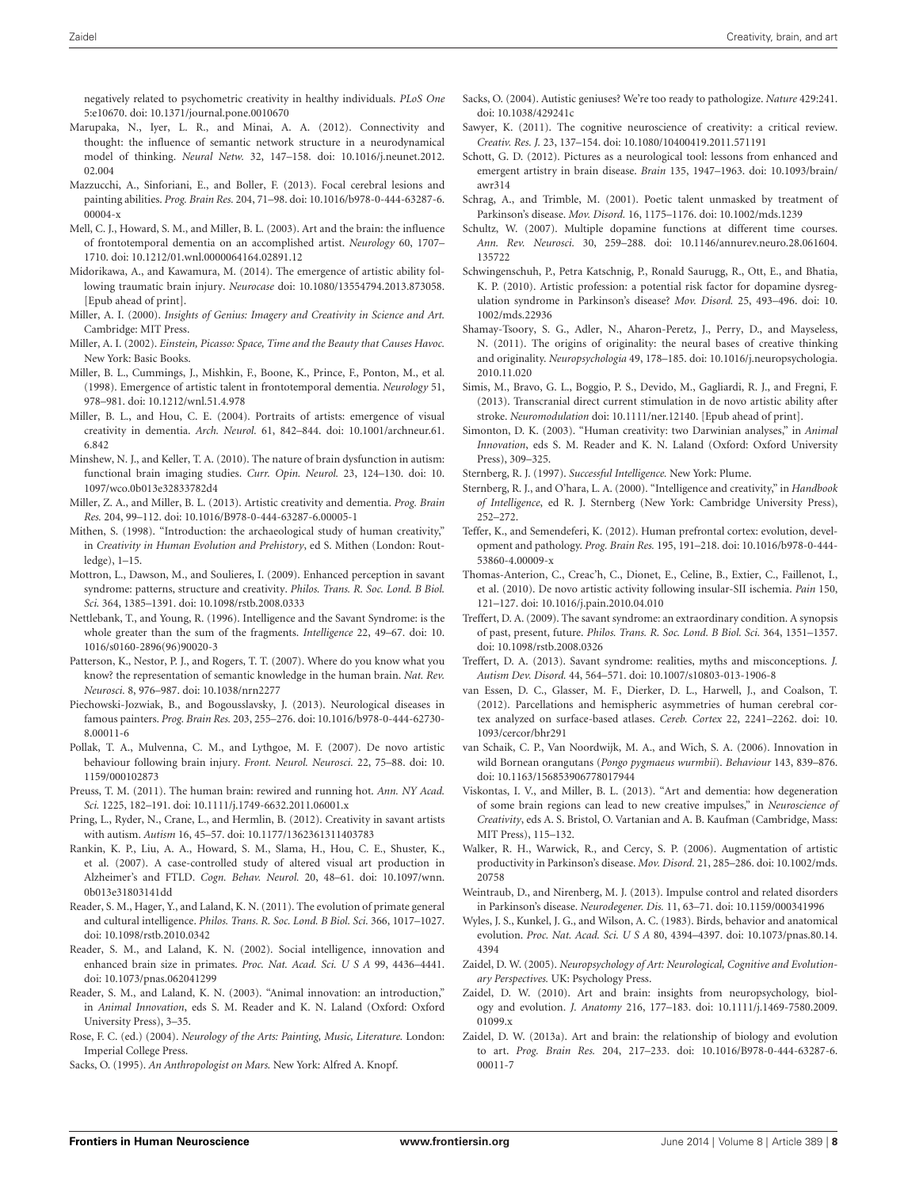negatively related to psychometric creativity in healthy individuals. *PLoS One* 5:e10670. doi: 10.1371/journal.pone.0010670

Marupaka, N., Iyer, L. R., and Minai, A. A. (2012). Connectivity and thought: the influence of semantic network structure in a neurodynamical model of thinking. *Neural Netw.* 32, 147–158. doi: 10.1016/j.neunet.2012.02.004

Mazzucchi, A., Sinforiani, E., and Boller, F. (2013). Focal cerebral lesions and painting abilities. *Prog. Brain Res.* 204, 71–98. doi: 10.1016/b978-0-444-63287-6.00004-x

Mell, C. J., Howard, S. M., and Miller, B. L. (2003). Art and the brain: the influence of frontotemporal dementia on an accomplished artist. *Neurology* 60, 1707–1710. doi: 10.1212/01.wnl.0000064164.02891.12

Midorikawa, A., and Kawamura, M. (2014). The emergence of artistic ability following traumatic brain injury. *Neurocase* doi: 10.1080/13554794.2013.873058. [Epub ahead of print].

Miller, A. I. (2000). *Insights of Genius: Imagery and Creativity in Science and Art.* Cambridge: MIT Press.

Miller, A. I. (2002). *Einstein, Picasso: Space, Time and the Beauty that Causes Havoc.* New York: Basic Books.

Miller, B. L., Cummings, J., Mishkin, F., Boone, K., Prince, F., Ponton, M., et al. (1998). Emergence of artistic talent in frontotemporal dementia. *Neurology* 51, 978–981. doi: 10.1212/wnl.51.4.978

Miller, B. L., and Hou, C. E. (2004). Portraits of artists: emergence of visual creativity in dementia. *Arch. Neurol.* 61, 842–844. doi: 10.1001/archneur.61.6.842

Minshew, N. J., and Keller, T. A. (2010). The nature of brain dysfunction in autism: functional brain imaging studies. *Curr. Opin. Neurol.* 23, 124–130. doi: 10.1097/wco.0b013e32833782d4

Miller, Z. A., and Miller, B. L. (2013). Artistic creativity and dementia. *Prog. Brain Res.* 204, 99–112. doi: 10.1016/B978-0-444-63287-6.00005-1

Mithen, S. (1998). "Introduction: the archaeological study of human creativity," in *Creativity in Human Evolution and Prehistory*, ed S. Mithen (London: Routledge), 1–15.

Mottron, L., Dawson, M., and Soulieres, I. (2009). Enhanced perception in savant syndrome: patterns, structure and creativity. *Philos. Trans. R. Soc. Lond. B Biol. Sci.* 364, 1385–1391. doi: 10.1098/rstb.2008.0333

Nettlebank, T., and Young, R. (1996). Intelligence and the Savant Syndrome: is the whole greater than the sum of the fragments. *Intelligence* 22, 49–67. doi: 10.1016/s0160-2896(96)90020-3

Patterson, K., Nestor, P. J., and Rogers, T. T. (2007). Where do you know what you know? the representation of semantic knowledge in the human brain. *Nat. Rev. Neurosci.* 8, 976–987. doi: 10.1038/nrn2277

Piechowski-Jozwiak, B., and Bogousslavsky, J. (2013). Neurological diseases in famous painters. *Prog. Brain Res.* 203, 255–276. doi: 10.1016/b978-0-444-62730-8.00011-6

Pollak, T. A., Mulvenna, C. M., and Lythgoe, M. F. (2007). De novo artistic behaviour following brain injury. *Front. Neurol. Neurosci.* 22, 75–88. doi: 10.1159/000102873

Preuss, T. M. (2011). The human brain: rewired and running hot. *Ann. NY Acad. Sci.* 1225, 182–191. doi: 10.1111/j.1749-6632.2011.06001.x

Pring, L., Ryder, N., Crane, L., and Hermlin, B. (2012). Creativity in savant artists with autism. *Autism* 16, 45–57. doi: 10.1177/1362361311403783

Rankin, K. P., Liu, A. A., Howard, S. M., Slama, H., Hou, C. E., Shuster, K., et al. (2007). A case-controlled study of altered visual art production in Alzheimer's and FTLD. *Cogn. Behav. Neurol.* 20, 48–61. doi: 10.1097/wnn.0b013e31803141dd

Reader, S. M., Hager, Y., and Laland, K. N. (2011). The evolution of primate general and cultural intelligence. *Philos. Trans. R. Soc. Lond. B Biol. Sci.* 366, 1017–1027. doi: 10.1098/rstb.2010.0342

Reader, S. M., and Laland, K. N. (2002). Social intelligence, innovation and enhanced brain size in primates. *Proc. Nat. Acad. Sci. U S A* 99, 4436–4441. doi: 10.1073/pnas.062041299

Reader, S. M., and Laland, K. N. (2003). "Animal innovation: an introduction," in *Animal Innovation*, eds S. M. Reader and K. N. Laland (Oxford: Oxford University Press), 3–35.

Rose, F. C. (ed.) (2004). *Neurology of the Arts: Painting, Music, Literature.* London: Imperial College Press.

Sacks, O. (1995). *An Anthropologist on Mars.* New York: Alfred A. Knopf.

Sacks, O. (2004). Autistic geniuses? We're too ready to pathologize. *Nature* 429:241. doi: 10.1038/429241c

Sawyer, K. (2011). The cognitive neuroscience of creativity: a critical review. *Creativ. Res. J.* 23, 137–154. doi: 10.1080/10400419.2011.571191

Schott, G. D. (2012). Pictures as a neurological tool: lessons from enhanced and emergent artistry in brain disease. *Brain* 135, 1947–1963. doi: 10.1093/brain/awr314

Schrag, A., and Trimble, M. (2001). Poetic talent unmasked by treatment of Parkinson's disease. *Mov. Disord.* 16, 1175–1176. doi: 10.1002/mds.1239

Schultz, W. (2007). Multiple dopamine functions at different time courses. *Ann. Rev. Neurosci.* 30, 259–288. doi: 10.1146/annurev.neuro.28.061604.135722

Schwingenschuh, P., Petra Katschnig, P., Ronald Saurugg, R., Ott, E., and Bhatia, K. P. (2010). Artistic profession: a potential risk factor for dopamine dysregulation syndrome in Parkinson's disease? *Mov. Disord.* 25, 493–496. doi: 10.1002/mds.22936

Shamay-Tsoory, S. G., Adler, N., Aharon-Peretz, J., Perry, D., and Mayseless, N. (2011). The origins of originality: the neural bases of creative thinking and originality. *Neuropsychologia* 49, 178–185. doi: 10.1016/j.neuropsychologia.2010.11.020

Simis, M., Bravo, G. L., Boggio, P. S., Devido, M., Gagliardi, R. J., and Fregni, F. (2013). Transcranial direct current stimulation in de novo artistic ability after stroke. *Neuromodulation* doi: 10.1111/ner.12140. [Epub ahead of print].

Simonton, D. K. (2003). "Human creativity: two Darwinian analyses," in *Animal Innovation*, eds S. M. Reader and K. N. Laland (Oxford: Oxford University Press), 309–325.

Sternberg, R. J. (1997). *Successful Intelligence.* New York: Plume.

Sternberg, R. J., and O'hara, L. A. (2000). "Intelligence and creativity," in *Handbook of Intelligence*, ed R. J. Sternberg (New York: Cambridge University Press), 252–272.

Teffer, K., and Semendeferi, K. (2012). Human prefrontal cortex: evolution, development and pathology. *Prog. Brain Res.* 195, 191–218. doi: 10.1016/b978-0-444-53860-4.00009-x

Thomas-Anterion, C., Creac'h, C., Dionet, E., Celine, B., Extier, C., Faillenot, I., et al. (2010). De novo artistic activity following insular-SII ischemia. *Pain* 150, 121–127. doi: 10.1016/j.pain.2010.04.010

Treffert, D. A. (2009). The savant syndrome: an extraordinary condition. A synopsis of past, present, future. *Philos. Trans. R. Soc. Lond. B Biol. Sci.* 364, 1351–1357. doi: 10.1098/rstb.2008.0326

Treffert, D. A. (2013). Savant syndrome: realities, myths and misconceptions. *J. Autism Dev. Disord.* 44, 564–571. doi: 10.1007/s10803-013-1906-8

van Essen, D. C., Glasser, M. F., Dierker, D. L., Harwell, J., and Coalson, T. (2012). Parcellations and hemispheric asymmetries of human cerebral cortex analyzed on surface-based atlases. *Cereb. Cortex* 22, 2241–2262. doi: 10.1093/cercor/bhr291

van Schaik, C. P., Van Noordwijk, M. A., and Wich, S. A. (2006). Innovation in wild Bornean orangutans (*Pongo pygmaeus wurmbii*). *Behaviour* 143, 839–876. doi: 10.1163/156853906778017944

Viskontas, I. V., and Miller, B. L. (2013). "Art and dementia: how degeneration of some brain regions can lead to new creative impulses," in *Neuroscience of Creativity*, eds A. S. Bristol, O. Vartanian and A. B. Kaufman (Cambridge, Mass: MIT Press), 115–132.

Walker, R. H., Warwick, R., and Cercy, S. P. (2006). Augmentation of artistic productivity in Parkinson's disease. *Mov. Disord.* 21, 285–286. doi: 10.1002/mds.20758

Weintraub, D., and Nirenberg, M. J. (2013). Impulse control and related disorders in Parkinson's disease. *Neurodegener. Dis.* 11, 63–71. doi: 10.1159/000341996

Wyles, J. S., Kunkel, J. G., and Wilson, A. C. (1983). Birds, behavior and anatomical evolution. *Proc. Nat. Acad. Sci. U S A* 80, 4394–4397. doi: 10.1073/pnas.80.14.4394

Zaidel, D. W. (2005). *Neuropsychology of Art: Neurological, Cognitive and Evolutionary Perspectives.* UK: Psychology Press.

Zaidel, D. W. (2010). Art and brain: insights from neuropsychology, biology and evolution. *J. Anatomy* 216, 177–183. doi: 10.1111/j.1469-7580.2009.01099.x

Zaidel, D. W. (2013a). Art and brain: the relationship of biology and evolution to art. *Prog. Brain Res.* 204, 217–233. doi: 10.1016/B978-0-444-63287-6.00011-7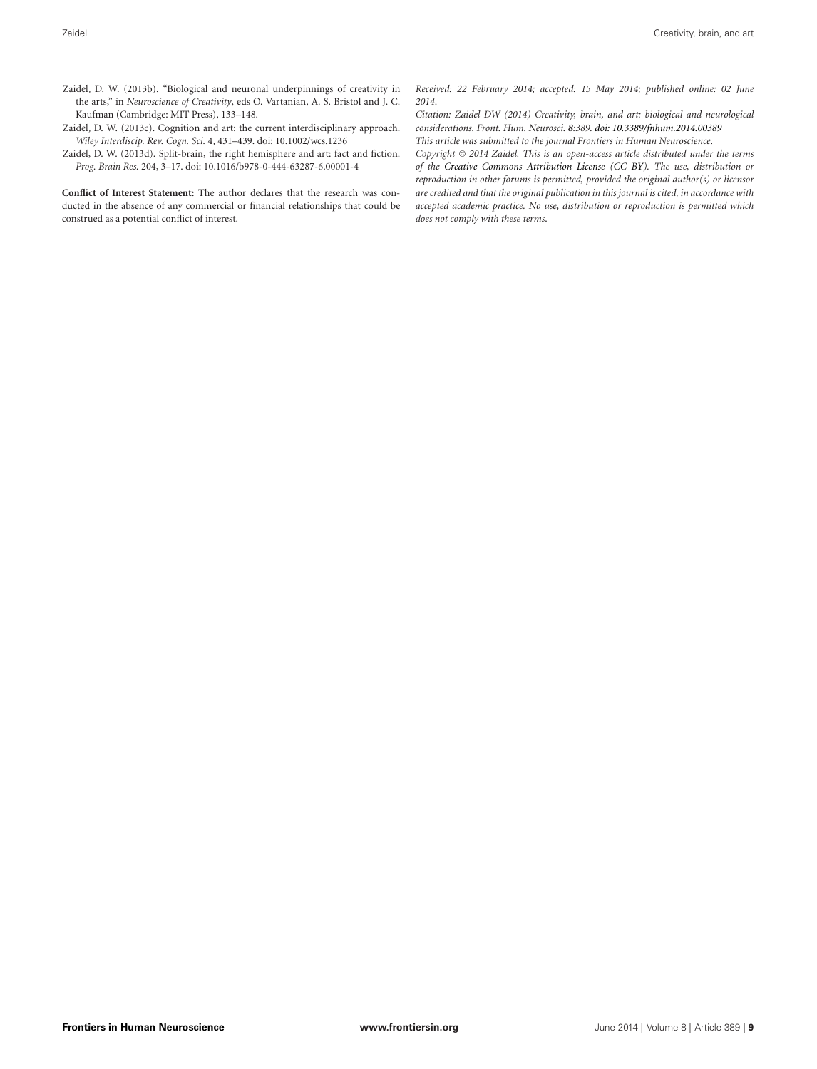Zaidel, D. W. (2013b). "Biological and neuronal underpinnings of creativity in the arts," in *Neuroscience of Creativity*, eds O. Vartanian, A. S. Bristol and J. C. Kaufman (Cambridge: MIT Press), 133–148.

Zaidel, D. W. (2013c). Cognition and art: the current interdisciplinary approach. *Wiley Interdiscip. Rev. Cogn. Sci.* 4, 431–439. doi: 10.1002/wcs.1236

Zaidel, D. W. (2013d). Split-brain, the right hemisphere and art: fact and fiction. *Prog. Brain Res.* 204, 3–17. doi: 10.1016/b978-0-444-63287-6.00001-4

**Conflict of Interest Statement:** The author declares that the research was conducted in the absence of any commercial or financial relationships that could be construed as a potential conflict of interest.

*Received: 22 February 2014; accepted: 15 May 2014; published online: 02 June 2014.*

*Citation: Zaidel DW (2014) Creativity, brain, and art: biological and neurological considerations. Front. Hum. Neurosci. **8**:389. doi: 10.3389/fnhum.2014.00389*

*This article was submitted to the journal Frontiers in Human Neuroscience.*

*Copyright © 2014 Zaidel. This is an open-access article distributed under the terms of the Creative Commons Attribution License (CC BY). The use, distribution or reproduction in other forums is permitted, provided the original author(s) or licensor are credited and that the original publication in this journal is cited, in accordance with accepted academic practice. No use, distribution or reproduction is permitted which does not comply with these terms.*